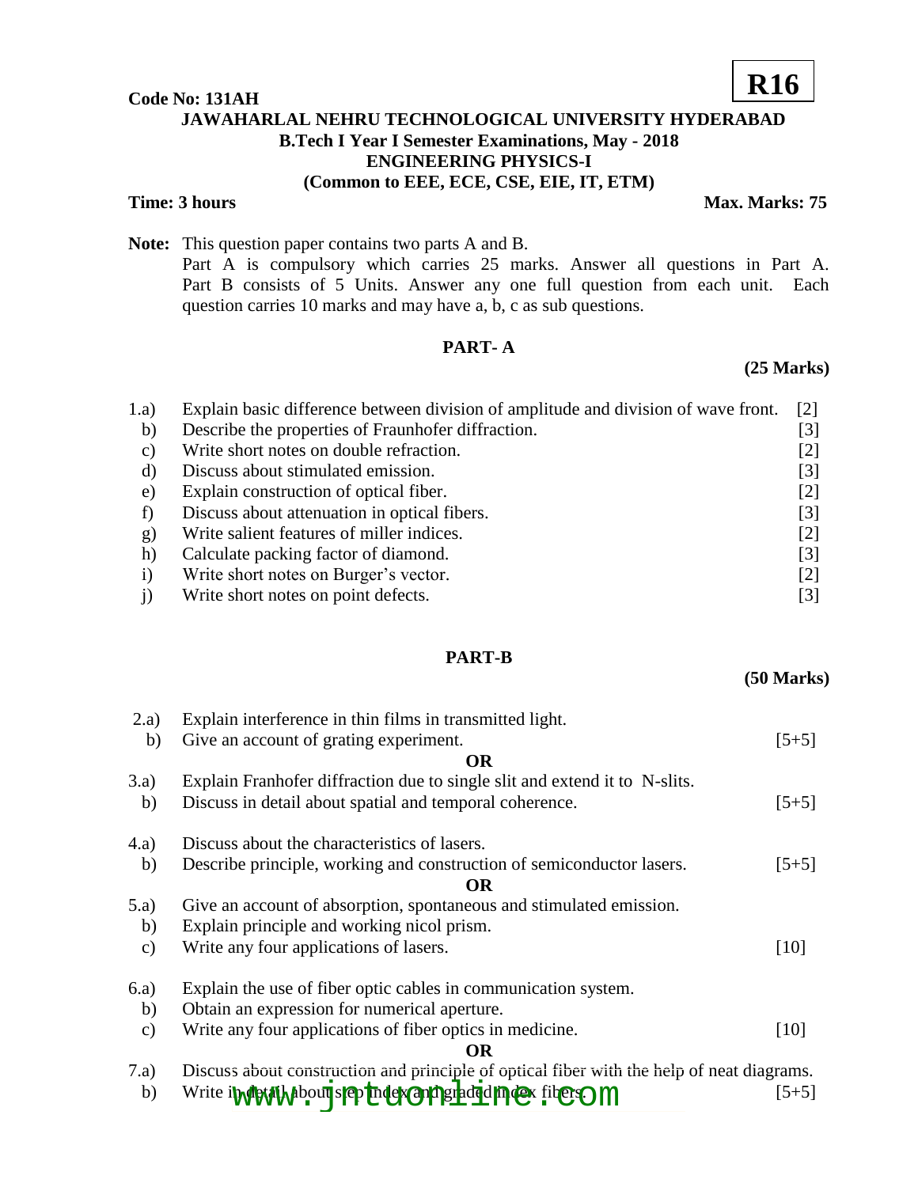**R16**

**Code No: 131AH**

**JAWAHARLAL NEHRU TECHNOLOGICAL UNIVERSITY HYDERABAD**
**B.Tech I Year I Semester Examinations, May - 2018**
**ENGINEERING PHYSICS-I**
**(Common to EEE, ECE, CSE, EIE, IT, ETM)**

**Time: 3 hours** **Max. Marks: 75**

**Note:** This question paper contains two parts A and B.
Part A is compulsory which carries 25 marks. Answer all questions in Part A. Part B consists of 5 Units. Answer any one full question from each unit. Each question carries 10 marks and may have a, b, c as sub questions.

## PART- A

**(25 Marks)**

1.a) Explain basic difference between division of amplitude and division of wave front. [2]
b) Describe the properties of Fraunhofer diffraction. [3]
c) Write short notes on double refraction. [2]
d) Discuss about stimulated emission. [3]
e) Explain construction of optical fiber. [2]
f) Discuss about attenuation in optical fibers. [3]
g) Write salient features of miller indices. [2]
h) Calculate packing factor of diamond. [3]
i) Write short notes on Burger's vector. [2]
j) Write short notes on point defects. [3]

## PART-B

**(50 Marks)**

2.a) Explain interference in thin films in transmitted light.
b) Give an account of grating experiment. [5+5]

**OR**

3.a) Explain Franhofer diffraction due to single slit and extend it to N-slits.
b) Discuss in detail about spatial and temporal coherence. [5+5]

4.a) Discuss about the characteristics of lasers.
b) Describe principle, working and construction of semiconductor lasers. [5+5]

**OR**

5.a) Give an account of absorption, spontaneous and stimulated emission.
b) Explain principle and working nicol prism.
c) Write any four applications of lasers. [10]

6.a) Explain the use of fiber optic cables in communication system.
b) Obtain an expression for numerical aperture.
c) Write any four applications of fiber optics in medicine. [10]

**OR**

7.a) Discuss about construction and principle of optical fiber with the help of neat diagrams.
b) Write in detail about step index and graded index fibers. [5+5]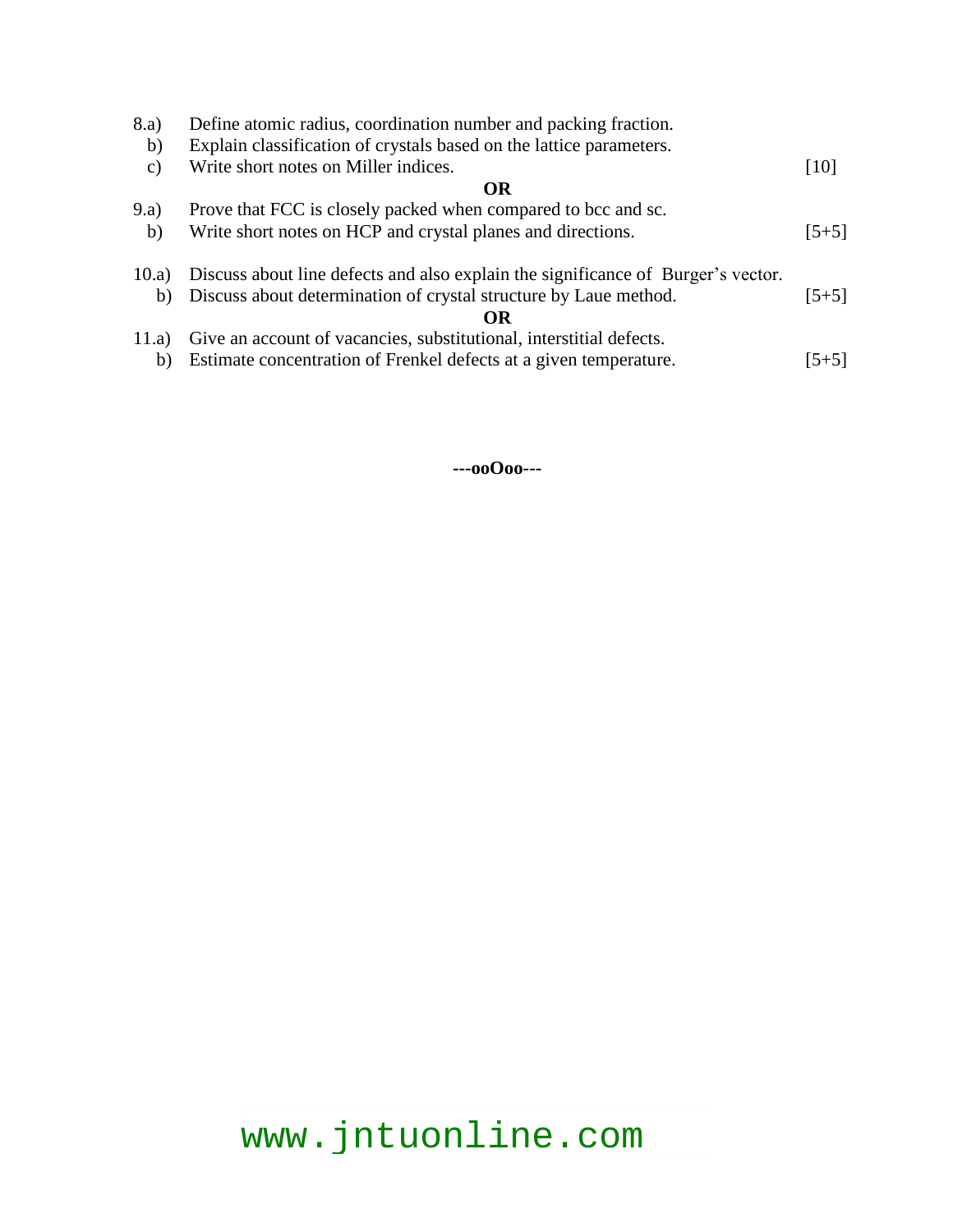8.a) Define atomic radius, coordination number and packing fraction.
b) Explain classification of crystals based on the lattice parameters.
c) Write short notes on Miller indices. [10]

**OR**

9.a) Prove that FCC is closely packed when compared to bcc and sc.
b) Write short notes on HCP and crystal planes and directions. [5+5]

10.a) Discuss about line defects and also explain the significance of Burger's vector.
b) Discuss about determination of crystal structure by Laue method. [5+5]

**OR**

11.a) Give an account of vacancies, substitutional, interstitial defects.
b) Estimate concentration of Frenkel defects at a given temperature. [5+5]

**---ooOoo---**

www.jntuonline.com